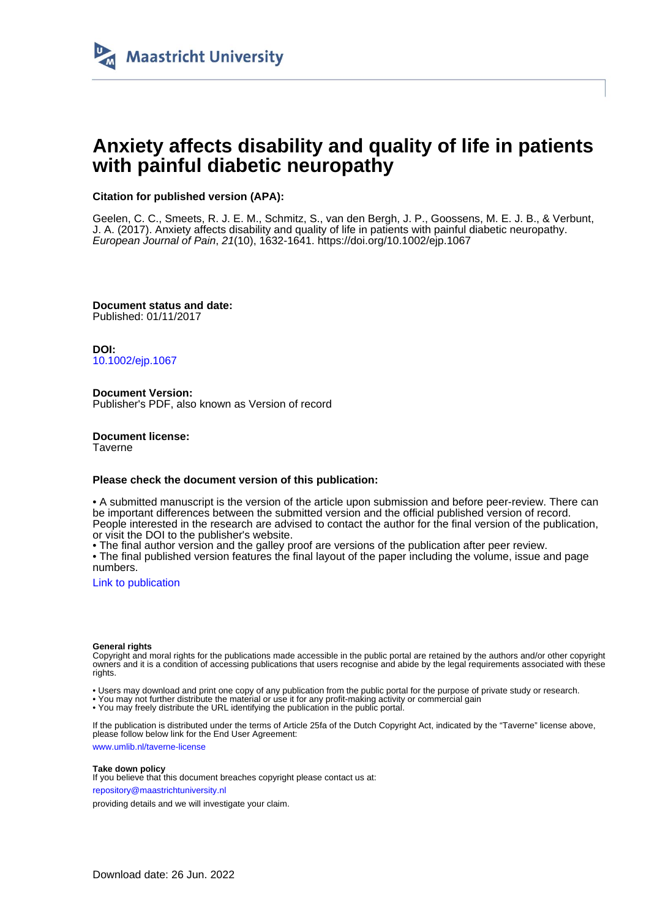Maastricht University

# Anxiety affects disability and quality of life in patients with painful diabetic neuropathy

**Citation for published version (APA):**

Geelen, C. C., Smeets, R. J. E. M., Schmitz, S., van den Bergh, J. P., Goossens, M. E. J. B., & Verbunt, J. A. (2017). Anxiety affects disability and quality of life in patients with painful diabetic neuropathy. *European Journal of Pain*, *21*(10), 1632-1641. https://doi.org/10.1002/ejp.1067

**Document status and date:**
Published: 01/11/2017

**DOI:**
10.1002/ejp.1067

**Document Version:**
Publisher's PDF, also known as Version of record

**Document license:**
Taverne

**Please check the document version of this publication:**

• A submitted manuscript is the version of the article upon submission and before peer-review. There can be important differences between the submitted version and the official published version of record. People interested in the research are advised to contact the author for the final version of the publication, or visit the DOI to the publisher's website.
• The final author version and the galley proof are versions of the publication after peer review.
• The final published version features the final layout of the paper including the volume, issue and page numbers.

Link to publication

**General rights**
Copyright and moral rights for the publications made accessible in the public portal are retained by the authors and/or other copyright owners and it is a condition of accessing publications that users recognise and abide by the legal requirements associated with these rights.

• Users may download and print one copy of any publication from the public portal for the purpose of private study or research.
• You may not further distribute the material or use it for any profit-making activity or commercial gain
• You may freely distribute the URL identifying the publication in the public portal.

If the publication is distributed under the terms of Article 25fa of the Dutch Copyright Act, indicated by the "Taverne" license above, please follow below link for the End User Agreement:

www.umlib.nl/taverne-license

**Take down policy**
If you believe that this document breaches copyright please contact us at:

repository@maastrichtuniversity.nl

providing details and we will investigate your claim.

Download date: 26 Jun. 2022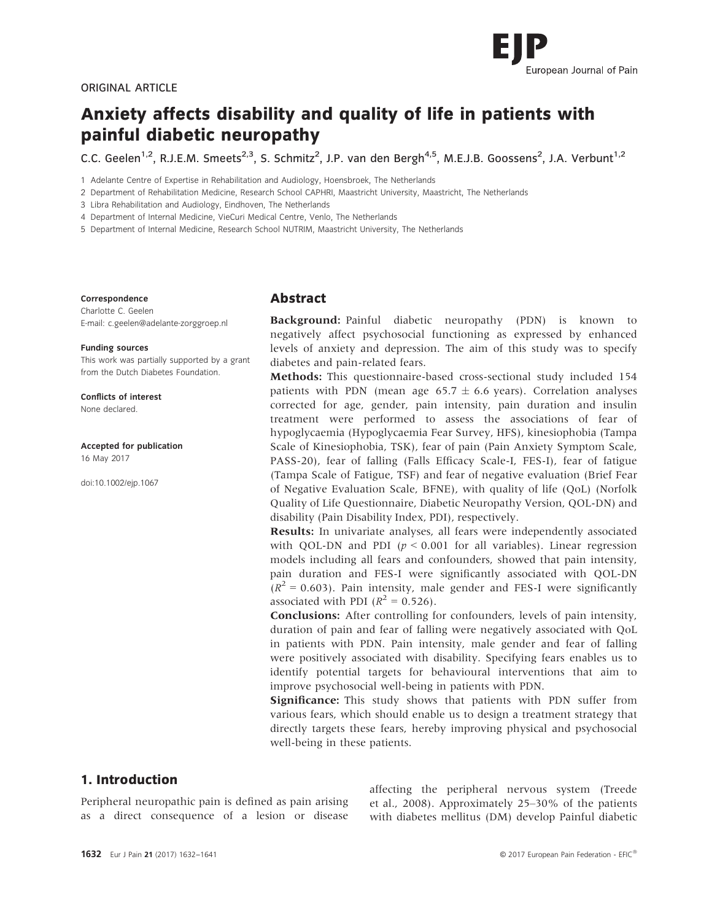ORIGINAL ARTICLE

# Anxiety affects disability and quality of life in patients with painful diabetic neuropathy

C.C. Geelen[1,2], R.J.E.M. Smeets[2,3], S. Schmitz[2], J.P. van den Bergh[4,5], M.E.J.B. Goossens[2], J.A. Verbunt[1,2]

1 Adelante Centre of Expertise in Rehabilitation and Audiology, Hoensbroek, The Netherlands
2 Department of Rehabilitation Medicine, Research School CAPHRI, Maastricht University, Maastricht, The Netherlands
3 Libra Rehabilitation and Audiology, Eindhoven, The Netherlands
4 Department of Internal Medicine, VieCuri Medical Centre, Venlo, The Netherlands
5 Department of Internal Medicine, Research School NUTRIM, Maastricht University, The Netherlands

**Correspondence**
Charlotte C. Geelen
E-mail: c.geelen@adelante-zorggroep.nl

**Funding sources**
This work was partially supported by a grant from the Dutch Diabetes Foundation.

**Conflicts of interest**
None declared.

**Accepted for publication**
16 May 2017

doi:10.1002/ejp.1067

## Abstract

**Background:** Painful diabetic neuropathy (PDN) is known to negatively affect psychosocial functioning as expressed by enhanced levels of anxiety and depression. The aim of this study was to specify diabetes and pain-related fears.

**Methods:** This questionnaire-based cross-sectional study included 154 patients with PDN (mean age $65.7 \pm 6.6$ years). Correlation analyses corrected for age, gender, pain intensity, pain duration and insulin treatment were performed to assess the associations of fear of hypoglycaemia (Hypoglycaemia Fear Survey, HFS), kinesiophobia (Tampa Scale of Kinesiophobia, TSK), fear of pain (Pain Anxiety Symptom Scale, PASS-20), fear of falling (Falls Efficacy Scale-I, FES-I), fear of fatigue (Tampa Scale of Fatigue, TSF) and fear of negative evaluation (Brief Fear of Negative Evaluation Scale, BFNE), with quality of life (QoL) (Norfolk Quality of Life Questionnaire, Diabetic Neuropathy Version, QOL-DN) and disability (Pain Disability Index, PDI), respectively.

**Results:** In univariate analyses, all fears were independently associated with QOL-DN and PDI ($p < 0.001$ for all variables). Linear regression models including all fears and confounders, showed that pain intensity, pain duration and FES-I were significantly associated with QOL-DN ($R^2 = 0.603$). Pain intensity, male gender and FES-I were significantly associated with PDI ($R^2 = 0.526$).

**Conclusions:** After controlling for confounders, levels of pain intensity, duration of pain and fear of falling were negatively associated with QoL in patients with PDN. Pain intensity, male gender and fear of falling were positively associated with disability. Specifying fears enables us to identify potential targets for behavioural interventions that aim to improve psychosocial well-being in patients with PDN.

**Significance:** This study shows that patients with PDN suffer from various fears, which should enable us to design a treatment strategy that directly targets these fears, hereby improving physical and psychosocial well-being in these patients.

## 1. Introduction

Peripheral neuropathic pain is defined as pain arising as a direct consequence of a lesion or disease affecting the peripheral nervous system (Treede et al., 2008). Approximately 25–30% of the patients with diabetes mellitus (DM) develop Painful diabetic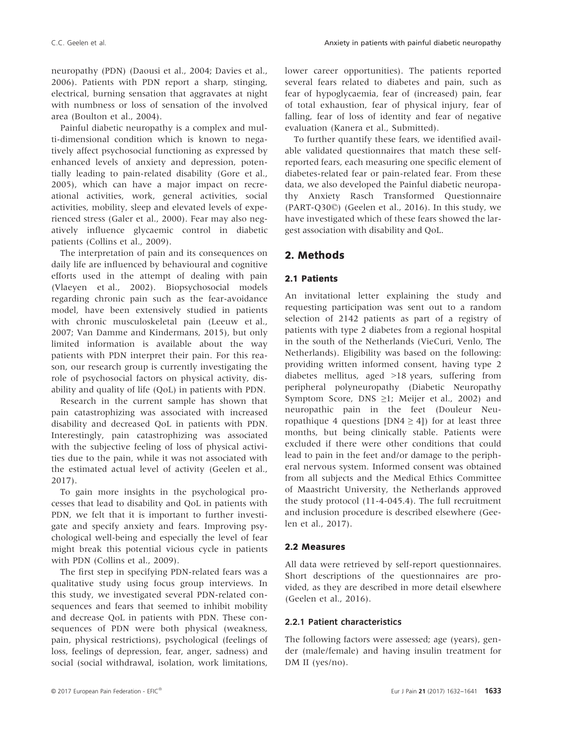neuropathy (PDN) (Daousi et al., 2004; Davies et al., 2006). Patients with PDN report a sharp, stinging, electrical, burning sensation that aggravates at night with numbness or loss of sensation of the involved area (Boulton et al., 2004).

Painful diabetic neuropathy is a complex and multi-dimensional condition which is known to negatively affect psychosocial functioning as expressed by enhanced levels of anxiety and depression, potentially leading to pain-related disability (Gore et al., 2005), which can have a major impact on recreational activities, work, general activities, social activities, mobility, sleep and elevated levels of experienced stress (Galer et al., 2000). Fear may also negatively influence glycaemic control in diabetic patients (Collins et al., 2009).

The interpretation of pain and its consequences on daily life are influenced by behavioural and cognitive efforts used in the attempt of dealing with pain (Vlaeyen et al., 2002). Biopsychosocial models regarding chronic pain such as the fear-avoidance model, have been extensively studied in patients with chronic musculoskeletal pain (Leeuw et al., 2007; Van Damme and Kindermans, 2015), but only limited information is available about the way patients with PDN interpret their pain. For this reason, our research group is currently investigating the role of psychosocial factors on physical activity, disability and quality of life (QoL) in patients with PDN.

Research in the current sample has shown that pain catastrophizing was associated with increased disability and decreased QoL in patients with PDN. Interestingly, pain catastrophizing was associated with the subjective feeling of loss of physical activities due to the pain, while it was not associated with the estimated actual level of activity (Geelen et al., 2017).

To gain more insights in the psychological processes that lead to disability and QoL in patients with PDN, we felt that it is important to further investigate and specify anxiety and fears. Improving psychological well-being and especially the level of fear might break this potential vicious cycle in patients with PDN (Collins et al., 2009).

The first step in specifying PDN-related fears was a qualitative study using focus group interviews. In this study, we investigated several PDN-related consequences and fears that seemed to inhibit mobility and decrease QoL in patients with PDN. These consequences of PDN were both physical (weakness, pain, physical restrictions), psychological (feelings of loss, feelings of depression, fear, anger, sadness) and social (social withdrawal, isolation, work limitations, lower career opportunities). The patients reported several fears related to diabetes and pain, such as fear of hypoglycaemia, fear of (increased) pain, fear of total exhaustion, fear of physical injury, fear of falling, fear of loss of identity and fear of negative evaluation (Kanera et al., Submitted).

To further quantify these fears, we identified available validated questionnaires that match these self-reported fears, each measuring one specific element of diabetes-related fear or pain-related fear. From these data, we also developed the Painful diabetic neuropathy Anxiety Rasch Transformed Questionnaire (PART-Q30©) (Geelen et al., 2016). In this study, we have investigated which of these fears showed the largest association with disability and QoL.

## 2. Methods

### 2.1 Patients

An invitational letter explaining the study and requesting participation was sent out to a random selection of 2142 patients as part of a registry of patients with type 2 diabetes from a regional hospital in the south of the Netherlands (VieCuri, Venlo, The Netherlands). Eligibility was based on the following: providing written informed consent, having type 2 diabetes mellitus, aged >18 years, suffering from peripheral polyneuropathy (Diabetic Neuropathy Symptom Score, DNS $\geq$1; Meijer et al., 2002) and neuropathic pain in the feet (Douleur Neuropathique 4 questions [DN4 $\geq$ 4]) for at least three months, but being clinically stable. Patients were excluded if there were other conditions that could lead to pain in the feet and/or damage to the peripheral nervous system. Informed consent was obtained from all subjects and the Medical Ethics Committee of Maastricht University, the Netherlands approved the study protocol (11-4-045.4). The full recruitment and inclusion procedure is described elsewhere (Geelen et al., 2017).

### 2.2 Measures

All data were retrieved by self-report questionnaires. Short descriptions of the questionnaires are provided, as they are described in more detail elsewhere (Geelen et al., 2016).

#### 2.2.1 Patient characteristics

The following factors were assessed; age (years), gender (male/female) and having insulin treatment for DM II (yes/no).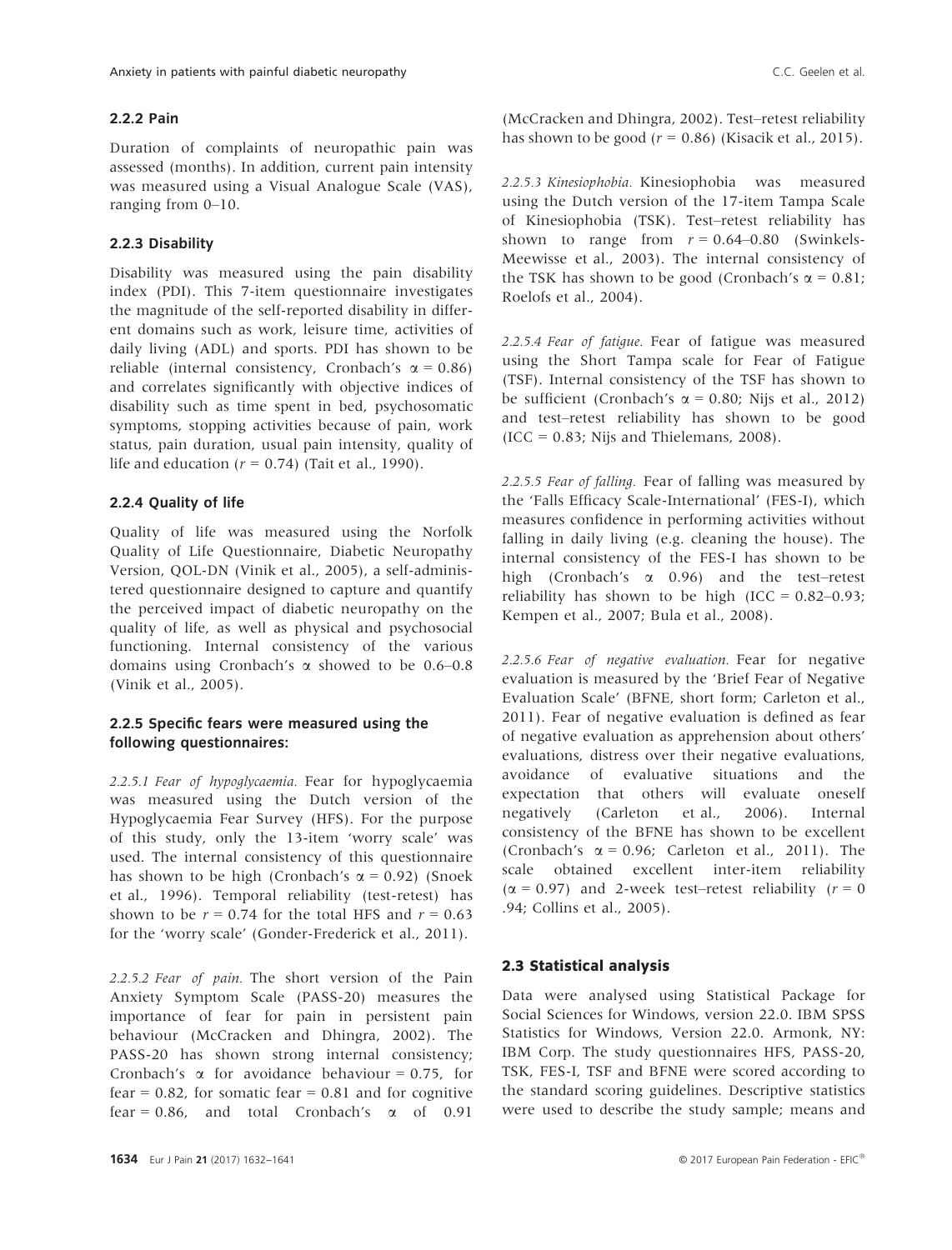### 2.2.2 Pain

Duration of complaints of neuropathic pain was assessed (months). In addition, current pain intensity was measured using a Visual Analogue Scale (VAS), ranging from 0–10.

### 2.2.3 Disability

Disability was measured using the pain disability index (PDI). This 7-item questionnaire investigates the magnitude of the self-reported disability in different domains such as work, leisure time, activities of daily living (ADL) and sports. PDI has shown to be reliable (internal consistency, Cronbach's $\alpha = 0.86$) and correlates significantly with objective indices of disability such as time spent in bed, psychosomatic symptoms, stopping activities because of pain, work status, pain duration, usual pain intensity, quality of life and education ($r = 0.74$) (Tait et al., 1990).

### 2.2.4 Quality of life

Quality of life was measured using the Norfolk Quality of Life Questionnaire, Diabetic Neuropathy Version, QOL-DN (Vinik et al., 2005), a self-administered questionnaire designed to capture and quantify the perceived impact of diabetic neuropathy on the quality of life, as well as physical and psychosocial functioning. Internal consistency of the various domains using Cronbach's $\alpha$ showed to be 0.6–0.8 (Vinik et al., 2005).

### 2.2.5 Specific fears were measured using the following questionnaires:

*2.2.5.1 Fear of hypoglycaemia.* Fear for hypoglycaemia was measured using the Dutch version of the Hypoglycaemia Fear Survey (HFS). For the purpose of this study, only the 13-item 'worry scale' was used. The internal consistency of this questionnaire has shown to be high (Cronbach's $\alpha = 0.92$) (Snoek et al., 1996). Temporal reliability (test-retest) has shown to be $r = 0.74$ for the total HFS and $r = 0.63$ for the 'worry scale' (Gonder-Frederick et al., 2011).

*2.2.5.2 Fear of pain.* The short version of the Pain Anxiety Symptom Scale (PASS-20) measures the importance of fear for pain in persistent pain behaviour (McCracken and Dhingra, 2002). The PASS-20 has shown strong internal consistency; Cronbach's $\alpha$ for avoidance behaviour = 0.75, for fear = 0.82, for somatic fear = 0.81 and for cognitive fear = 0.86, and total Cronbach's $\alpha$ of 0.91 (McCracken and Dhingra, 2002). Test–retest reliability has shown to be good ($r = 0.86$) (Kisacik et al., 2015).

*2.2.5.3 Kinesiophobia.* Kinesiophobia was measured using the Dutch version of the 17-item Tampa Scale of Kinesiophobia (TSK). Test–retest reliability has shown to range from $r = 0.64$–$0.80$ (Swinkels-Meewisse et al., 2003). The internal consistency of the TSK has shown to be good (Cronbach's $\alpha = 0.81$; Roelofs et al., 2004).

*2.2.5.4 Fear of fatigue.* Fear of fatigue was measured using the Short Tampa scale for Fear of Fatigue (TSF). Internal consistency of the TSF has shown to be sufficient (Cronbach's $\alpha = 0.80$; Nijs et al., 2012) and test–retest reliability has shown to be good (ICC = 0.83; Nijs and Thielemans, 2008).

*2.2.5.5 Fear of falling.* Fear of falling was measured by the 'Falls Efficacy Scale-International' (FES-I), which measures confidence in performing activities without falling in daily living (e.g. cleaning the house). The internal consistency of the FES-I has shown to be high (Cronbach's $\alpha$ 0.96) and the test–retest reliability has shown to be high (ICC = 0.82–0.93; Kempen et al., 2007; Bula et al., 2008).

*2.2.5.6 Fear of negative evaluation.* Fear for negative evaluation is measured by the 'Brief Fear of Negative Evaluation Scale' (BFNE, short form; Carleton et al., 2011). Fear of negative evaluation is defined as fear of negative evaluation as apprehension about others' evaluations, distress over their negative evaluations, avoidance of evaluative situations and the expectation that others will evaluate oneself negatively (Carleton et al., 2006). Internal consistency of the BFNE has shown to be excellent (Cronbach's $\alpha = 0.96$; Carleton et al., 2011). The scale obtained excellent inter-item reliability ($\alpha = 0.97$) and 2-week test–retest reliability ($r = 0.94$; Collins et al., 2005).

## 2.3 Statistical analysis

Data were analysed using Statistical Package for Social Sciences for Windows, version 22.0. IBM SPSS Statistics for Windows, Version 22.0. Armonk, NY: IBM Corp. The study questionnaires HFS, PASS-20, TSK, FES-I, TSF and BFNE were scored according to the standard scoring guidelines. Descriptive statistics were used to describe the study sample; means and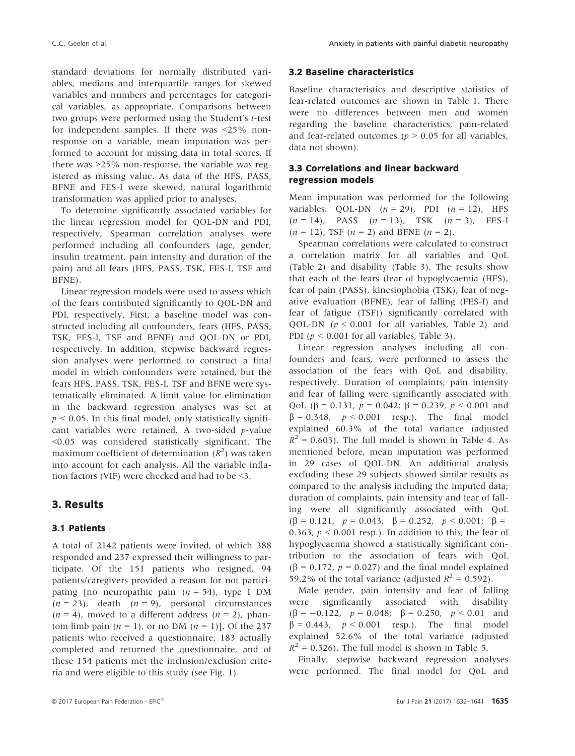standard deviations for normally distributed variables, medians and interquartile ranges for skewed variables and numbers and percentages for categorical variables, as appropriate. Comparisons between two groups were performed using the Student's *t*-test for independent samples. If there was <25% non-response on a variable, mean imputation was performed to account for missing data in total scores. If there was >25% non-response, the variable was registered as missing value. As data of the HFS, PASS, BFNE and FES-I were skewed, natural logarithmic transformation was applied prior to analyses.

To determine significantly associated variables for the linear regression model for QOL-DN and PDI, respectively, Spearman correlation analyses were performed including all confounders (age, gender, insulin treatment, pain intensity and duration of the pain) and all fears (HFS, PASS, TSK, FES-I, TSF and BFNE).

Linear regression models were used to assess which of the fears contributed significantly to QOL-DN and PDI, respectively. First, a baseline model was constructed including all confounders, fears (HFS, PASS, TSK, FES-I, TSF and BFNE) and QOL-DN or PDI, respectively. In addition, stepwise backward regression analyses were performed to construct a final model in which confounders were retained, but the fears HFS, PASS, TSK, FES-I, TSF and BFNE were systematically eliminated. A limit value for elimination in the backward regression analyses was set at $p < 0.05$. In this final model, only statistically significant variables were retained. A two-sided *p*-value <0.05 was considered statistically significant. The maximum coefficient of determination ($R^2$) was taken into account for each analysis. All the variable inflation factors (VIF) were checked and had to be <3.

# 3. Results

## 3.1 Patients

A total of 2142 patients were invited, of which 388 responded and 237 expressed their willingness to participate. Of the 151 patients who resigned, 94 patients/caregivers provided a reason for not participating [no neuropathic pain ($n = 54$), type I DM ($n = 23$), death ($n = 9$), personal circumstances ($n = 4$), moved to a different address ($n = 2$), phantom limb pain ($n = 1$), or no DM ($n = 1$)]. Of the 237 patients who received a questionnaire, 183 actually completed and returned the questionnaire, and of these 154 patients met the inclusion/exclusion criteria and were eligible to this study (see Fig. 1).

## 3.2 Baseline characteristics

Baseline characteristics and descriptive statistics of fear-related outcomes are shown in Table 1. There were no differences between men and women regarding the baseline characteristics, pain-related and fear-related outcomes ($p > 0.05$ for all variables, data not shown).

## 3.3 Correlations and linear backward regression models

Mean imputation was performed for the following variables: QOL-DN ($n = 29$), PDI ($n = 12$), HFS ($n = 14$), PASS ($n = 13$), TSK ($n = 3$), FES-I ($n = 12$), TSF ($n = 2$) and BFNE ($n = 2$).

Spearman correlations were calculated to construct a correlation matrix for all variables and QoL (Table 2) and disability (Table 3). The results show that each of the fears (fear of hypoglycaemia (HFS), fear of pain (PASS), kinesiophobia (TSK), fear of negative evaluation (BFNE), fear of falling (FES-I) and fear of fatigue (TSF)) significantly correlated with QOL-DN ($p < 0.001$ for all variables, Table 2) and PDI ($p < 0.001$ for all variables, Table 3).

Linear regression analyses including all confounders and fears, were performed to assess the association of the fears with QoL and disability, respectively. Duration of complaints, pain intensity and fear of falling were significantly associated with QoL ($\beta = 0.131$, $p = 0.042$; $\beta = 0.239$, $p < 0.001$ and $\beta = 0.348$, $p < 0.001$ resp.). The final model explained 60.3% of the total variance (adjusted $R^2 = 0.603$). The full model is shown in Table 4. As mentioned before, mean imputation was performed in 29 cases of QOL-DN. An additional analysis excluding these 29 subjects showed similar results as compared to the analysis including the imputed data; duration of complaints, pain intensity and fear of falling were all significantly associated with QoL ($\beta = 0.121$, $p = 0.043$; $\beta = 0.252$, $p < 0.001$; $\beta = 0.363$, $p < 0.001$ resp.). In addition to this, the fear of hypoglycaemia showed a statistically significant contribution to the association of fears with QoL ($\beta = 0.172$, $p = 0.027$) and the final model explained 59.2% of the total variance (adjusted $R^2 = 0.592$).

Male gender, pain intensity and fear of falling were significantly associated with disability ($\beta = -0.122$, $p = 0.048$; $\beta = 0.250$, $p < 0.01$ and $\beta = 0.443$, $p < 0.001$ resp.). The final model explained 52.6% of the total variance (adjusted $R^2 = 0.526$). The full model is shown in Table 5.

Finally, stepwise backward regression analyses were performed. The final model for QoL and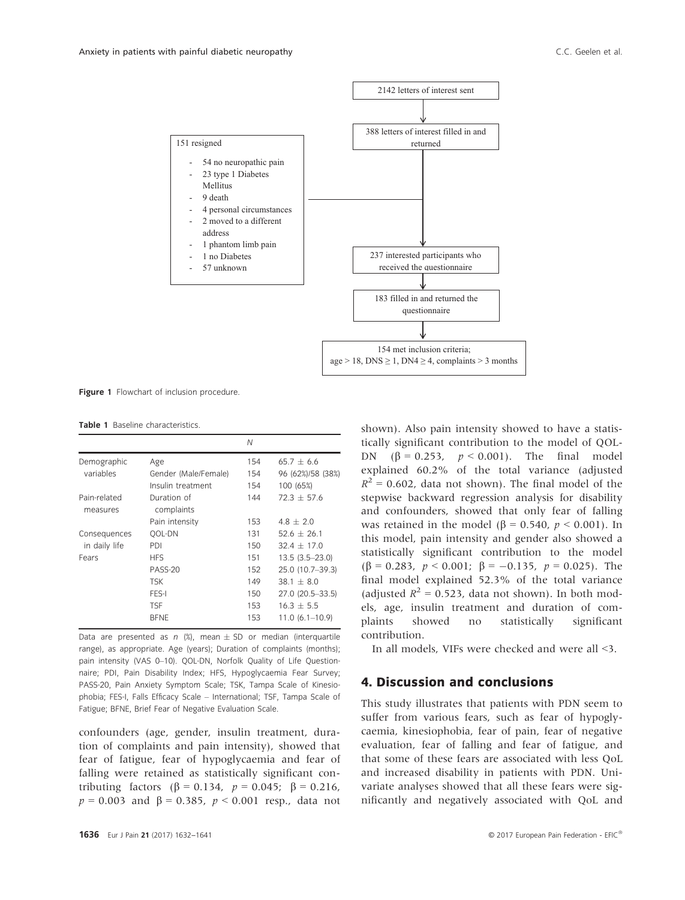2142 letters of interest sent

388 letters of interest filled in and returned

151 resigned

- 54 no neuropathic pain
- 23 type 1 Diabetes Mellitus
- 9 death
- 4 personal circumstances
- 2 moved to a different address
- 1 phantom limb pain
- 1 no Diabetes
- 57 unknown

237 interested participants who received the questionnaire

183 filled in and returned the questionnaire

154 met inclusion criteria; age > 18, DNS ≥ 1, DN4 ≥ 4, complaints > 3 months

**Figure 1** Flowchart of inclusion procedure.

**Table 1** Baseline characteristics.

| | | N | |
|---|---|---|---|
| Demographic variables | Age | 154 | 65.7 ± 6.6 |
| | Gender (Male/Female) | 154 | 96 (62%)/58 (38%) |
| | Insulin treatment | 154 | 100 (65%) |
| Pain-related measures | Duration of complaints | 144 | 72.3 ± 57.6 |
| | Pain intensity | 153 | 4.8 ± 2.0 |
| Consequences in daily life | QOL-DN | 131 | 52.6 ± 26.1 |
| | PDI | 150 | 32.4 ± 17.0 |
| Fears | HFS | 151 | 13.5 (3.5–23.0) |
| | PASS-20 | 152 | 25.0 (10.7–39.3) |
| | TSK | 149 | 38.1 ± 8.0 |
| | FES-I | 150 | 27.0 (20.5–33.5) |
| | TSF | 153 | 16.3 ± 5.5 |
| | BFNE | 153 | 11.0 (6.1–10.9) |

Data are presented as n (%), mean ± SD or median (interquartile range), as appropriate. Age (years); Duration of complaints (months); pain intensity (VAS 0–10). QOL-DN, Norfolk Quality of Life Questionnaire; PDI, Pain Disability Index; HFS, Hypoglycaemia Fear Survey; PASS-20, Pain Anxiety Symptom Scale; TSK, Tampa Scale of Kinesiophobia; FES-I, Falls Efficacy Scale – International; TSF, Tampa Scale of Fatigue; BFNE, Brief Fear of Negative Evaluation Scale.

confounders (age, gender, insulin treatment, duration of complaints and pain intensity), showed that fear of fatigue, fear of hypoglycaemia and fear of falling were retained as statistically significant contributing factors ($\beta = 0.134$, $p = 0.045$; $\beta = 0.216$, $p = 0.003$ and $\beta = 0.385$, $p < 0.001$ resp., data not shown). Also pain intensity showed to have a statistically significant contribution to the model of QOL-DN ($\beta = 0.253$, $p < 0.001$). The final model explained 60.2% of the total variance (adjusted $R^2 = 0.602$, data not shown). The final model of the stepwise backward regression analysis for disability and confounders, showed that only fear of falling was retained in the model ($\beta = 0.540$, $p < 0.001$). In this model, pain intensity and gender also showed a statistically significant contribution to the model ($\beta = 0.283$, $p < 0.001$; $\beta = -0.135$, $p = 0.025$). The final model explained 52.3% of the total variance (adjusted $R^2 = 0.523$, data not shown). In both models, age, insulin treatment and duration of complaints showed no statistically significant contribution.

In all models, VIFs were checked and were all <3.

## 4. Discussion and conclusions

This study illustrates that patients with PDN seem to suffer from various fears, such as fear of hypoglycaemia, kinesiophobia, fear of pain, fear of negative evaluation, fear of falling and fear of fatigue, and that some of these fears are associated with less QoL and increased disability in patients with PDN. Univariate analyses showed that all these fears were significantly and negatively associated with QoL and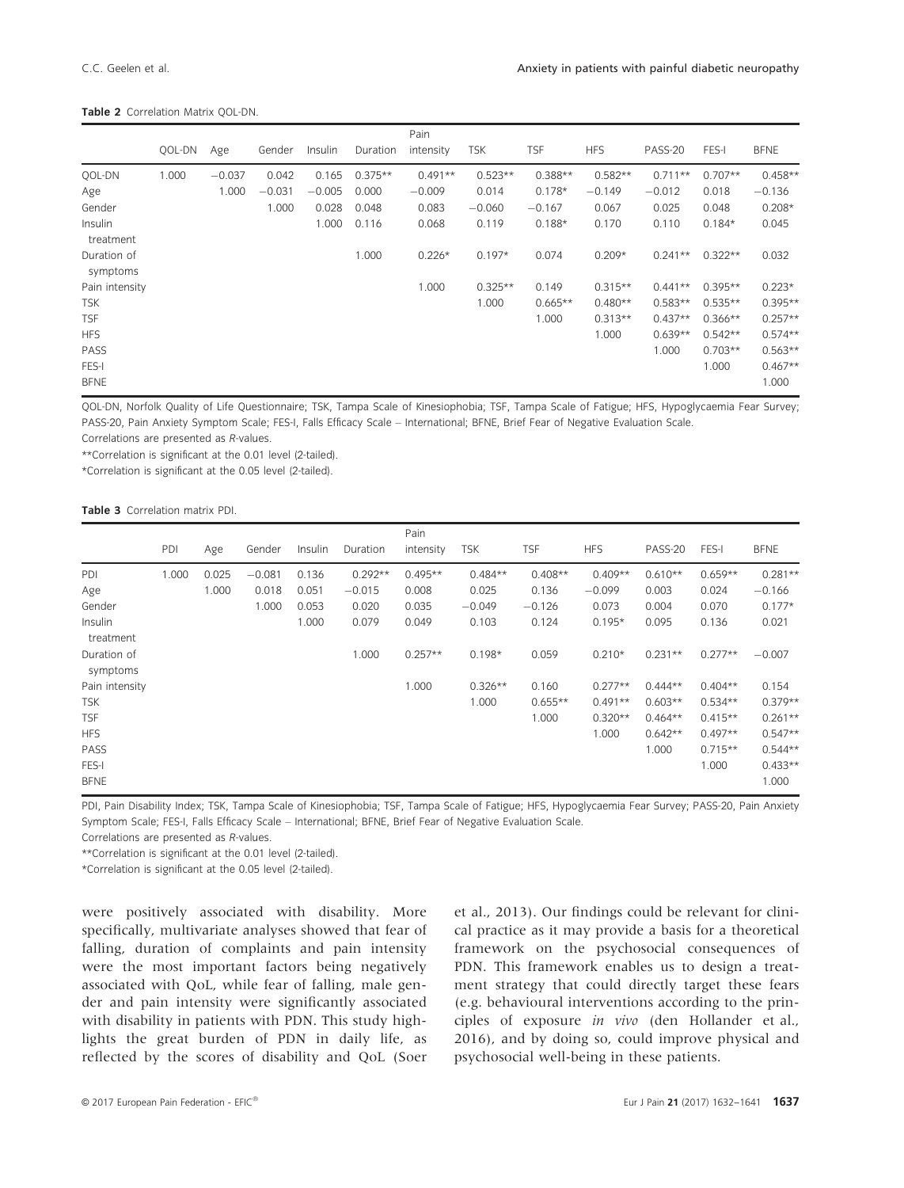**Table 2** Correlation Matrix QOL-DN.

| | QOL-DN | Age | Gender | Insulin | Duration | Pain intensity | TSK | TSF | HFS | PASS-20 | FES-I | BFNE |
|---|---|---|---|---|---|---|---|---|---|---|---|---|
| QOL-DN | 1.000 | −0.037 | 0.042 | 0.165 | 0.375** | 0.491** | 0.523** | 0.388** | 0.582** | 0.711** | 0.707** | 0.458** |
| Age | | 1.000 | −0.031 | −0.005 | 0.000 | −0.009 | 0.014 | 0.178* | −0.149 | −0.012 | 0.018 | −0.136 |
| Gender | | | 1.000 | 0.028 | 0.048 | 0.083 | −0.060 | −0.167 | 0.067 | 0.025 | 0.048 | 0.208* |
| Insulin treatment | | | | 1.000 | 0.116 | 0.068 | 0.119 | 0.188* | 0.170 | 0.110 | 0.184* | 0.045 |
| Duration of symptoms | | | | | 1.000 | 0.226* | 0.197* | 0.074 | 0.209* | 0.241** | 0.322** | 0.032 |
| Pain intensity | | | | | | 1.000 | 0.325** | 0.149 | 0.315** | 0.441** | 0.395** | 0.223* |
| TSK | | | | | | | 1.000 | 0.665** | 0.480** | 0.583** | 0.535** | 0.395** |
| TSF | | | | | | | | 1.000 | 0.313** | 0.437** | 0.366** | 0.257** |
| HFS | | | | | | | | | 1.000 | 0.639** | 0.542** | 0.574** |
| PASS | | | | | | | | | | 1.000 | 0.703** | 0.563** |
| FES-I | | | | | | | | | | | 1.000 | 0.467** |
| BFNE | | | | | | | | | | | | 1.000 |

QOL-DN, Norfolk Quality of Life Questionnaire; TSK, Tampa Scale of Kinesiophobia; TSF, Tampa Scale of Fatigue; HFS, Hypoglycaemia Fear Survey; PASS-20, Pain Anxiety Symptom Scale; FES-I, Falls Efficacy Scale – International; BFNE, Brief Fear of Negative Evaluation Scale.
Correlations are presented as *R*-values.
**Correlation is significant at the 0.01 level (2-tailed).
*Correlation is significant at the 0.05 level (2-tailed).

**Table 3** Correlation matrix PDI.

| | PDI | Age | Gender | Insulin | Duration | Pain intensity | TSK | TSF | HFS | PASS-20 | FES-I | BFNE |
|---|---|---|---|---|---|---|---|---|---|---|---|---|
| PDI | 1.000 | 0.025 | −0.081 | 0.136 | 0.292** | 0.495** | 0.484** | 0.408** | 0.409** | 0.610** | 0.659** | 0.281** |
| Age | | 1.000 | 0.018 | 0.051 | −0.015 | 0.008 | 0.025 | 0.136 | −0.099 | 0.003 | 0.024 | −0.166 |
| Gender | | | 1.000 | 0.053 | 0.020 | 0.035 | −0.049 | −0.126 | 0.073 | 0.004 | 0.070 | 0.177* |
| Insulin treatment | | | | 1.000 | 0.079 | 0.049 | 0.103 | 0.124 | 0.195* | 0.095 | 0.136 | 0.021 |
| Duration of symptoms | | | | | 1.000 | 0.257** | 0.198* | 0.059 | 0.210* | 0.231** | 0.277** | −0.007 |
| Pain intensity | | | | | | 1.000 | 0.326** | 0.160 | 0.277** | 0.444** | 0.404** | 0.154 |
| TSK | | | | | | | 1.000 | 0.655** | 0.491** | 0.603** | 0.534** | 0.379** |
| TSF | | | | | | | | 1.000 | 0.320** | 0.464** | 0.415** | 0.261** |
| HFS | | | | | | | | | 1.000 | 0.642** | 0.497** | 0.547** |
| PASS | | | | | | | | | | 1.000 | 0.715** | 0.544** |
| FES-I | | | | | | | | | | | 1.000 | 0.433** |
| BFNE | | | | | | | | | | | | 1.000 |

PDI, Pain Disability Index; TSK, Tampa Scale of Kinesiophobia; TSF, Tampa Scale of Fatigue; HFS, Hypoglycaemia Fear Survey; PASS-20, Pain Anxiety Symptom Scale; FES-I, Falls Efficacy Scale – International; BFNE, Brief Fear of Negative Evaluation Scale.
Correlations are presented as *R*-values.
**Correlation is significant at the 0.01 level (2-tailed).
*Correlation is significant at the 0.05 level (2-tailed).

were positively associated with disability. More specifically, multivariate analyses showed that fear of falling, duration of complaints and pain intensity were the most important factors being negatively associated with QoL, while fear of falling, male gender and pain intensity were significantly associated with disability in patients with PDN. This study highlights the great burden of PDN in daily life, as reflected by the scores of disability and QoL (Soer et al., 2013). Our findings could be relevant for clinical practice as it may provide a basis for a theoretical framework on the psychosocial consequences of PDN. This framework enables us to design a treatment strategy that could directly target these fears (e.g. behavioural interventions according to the principles of exposure *in vivo* (den Hollander et al., 2016), and by doing so, could improve physical and psychosocial well-being in these patients.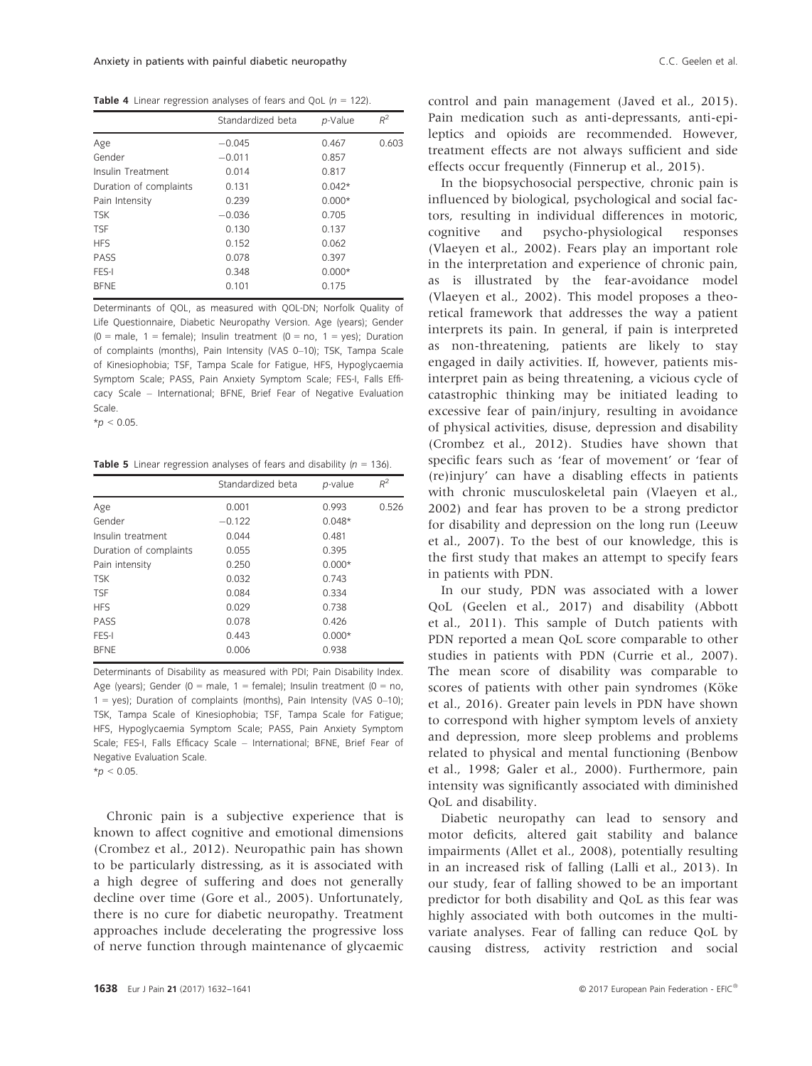**Table 4** Linear regression analyses of fears and QoL ($n = 122$).

| | Standardized beta | *p*-Value | $R^2$ |
|---|---|---|---|
| Age | −0.045 | 0.467 | 0.603 |
| Gender | −0.011 | 0.857 | |
| Insulin Treatment | 0.014 | 0.817 | |
| Duration of complaints | 0.131 | 0.042* | |
| Pain Intensity | 0.239 | 0.000* | |
| TSK | −0.036 | 0.705 | |
| TSF | 0.130 | 0.137 | |
| HFS | 0.152 | 0.062 | |
| PASS | 0.078 | 0.397 | |
| FES-I | 0.348 | 0.000* | |
| BFNE | 0.101 | 0.175 | |

Determinants of QOL, as measured with QOL-DN; Norfolk Quality of Life Questionnaire, Diabetic Neuropathy Version. Age (years); Gender (0 = male, 1 = female); Insulin treatment (0 = no, 1 = yes); Duration of complaints (months), Pain Intensity (VAS 0–10); TSK, Tampa Scale of Kinesiophobia; TSF, Tampa Scale for Fatigue, HFS, Hypoglycaemia Symptom Scale; PASS, Pain Anxiety Symptom Scale; FES-I, Falls Efficacy Scale – International; BFNE, Brief Fear of Negative Evaluation Scale.

*$p < 0.05$.

**Table 5** Linear regression analyses of fears and disability ($n = 136$).

| | Standardized beta | *p*-value | $R^2$ |
|---|---|---|---|
| Age | 0.001 | 0.993 | 0.526 |
| Gender | −0.122 | 0.048* | |
| Insulin treatment | 0.044 | 0.481 | |
| Duration of complaints | 0.055 | 0.395 | |
| Pain intensity | 0.250 | 0.000* | |
| TSK | 0.032 | 0.743 | |
| TSF | 0.084 | 0.334 | |
| HFS | 0.029 | 0.738 | |
| PASS | 0.078 | 0.426 | |
| FES-I | 0.443 | 0.000* | |
| BFNE | 0.006 | 0.938 | |

Determinants of Disability as measured with PDI; Pain Disability Index. Age (years); Gender (0 = male, 1 = female); Insulin treatment (0 = no, 1 = yes); Duration of complaints (months), Pain intensity (VAS 0–10); TSK, Tampa Scale of Kinesiophobia; TSF, Tampa Scale for Fatigue; HFS, Hypoglycaemia Symptom Scale; PASS, Pain Anxiety Symptom Scale; FES-I, Falls Efficacy Scale – International; BFNE, Brief Fear of Negative Evaluation Scale.

*$p < 0.05$.

Chronic pain is a subjective experience that is known to affect cognitive and emotional dimensions (Crombez et al., 2012). Neuropathic pain has shown to be particularly distressing, as it is associated with a high degree of suffering and does not generally decline over time (Gore et al., 2005). Unfortunately, there is no cure for diabetic neuropathy. Treatment approaches include decelerating the progressive loss of nerve function through maintenance of glycaemic control and pain management (Javed et al., 2015). Pain medication such as anti-depressants, anti-epileptics and opioids are recommended. However, treatment effects are not always sufficient and side effects occur frequently (Finnerup et al., 2015).

In the biopsychosocial perspective, chronic pain is influenced by biological, psychological and social factors, resulting in individual differences in motoric, cognitive and psycho-physiological responses (Vlaeyen et al., 2002). Fears play an important role in the interpretation and experience of chronic pain, as is illustrated by the fear-avoidance model (Vlaeyen et al., 2002). This model proposes a theoretical framework that addresses the way a patient interprets its pain. In general, if pain is interpreted as non-threatening, patients are likely to stay engaged in daily activities. If, however, patients misinterpret pain as being threatening, a vicious cycle of catastrophic thinking may be initiated leading to excessive fear of pain/injury, resulting in avoidance of physical activities, disuse, depression and disability (Crombez et al., 2012). Studies have shown that specific fears such as 'fear of movement' or 'fear of (re)injury' can have a disabling effects in patients with chronic musculoskeletal pain (Vlaeyen et al., 2002) and fear has proven to be a strong predictor for disability and depression on the long run (Leeuw et al., 2007). To the best of our knowledge, this is the first study that makes an attempt to specify fears in patients with PDN.

In our study, PDN was associated with a lower QoL (Geelen et al., 2017) and disability (Abbott et al., 2011). This sample of Dutch patients with PDN reported a mean QoL score comparable to other studies in patients with PDN (Currie et al., 2007). The mean score of disability was comparable to scores of patients with other pain syndromes (Köke et al., 2016). Greater pain levels in PDN have shown to correspond with higher symptom levels of anxiety and depression, more sleep problems and problems related to physical and mental functioning (Benbow et al., 1998; Galer et al., 2000). Furthermore, pain intensity was significantly associated with diminished QoL and disability.

Diabetic neuropathy can lead to sensory and motor deficits, altered gait stability and balance impairments (Allet et al., 2008), potentially resulting in an increased risk of falling (Lalli et al., 2013). In our study, fear of falling showed to be an important predictor for both disability and QoL as this fear was highly associated with both outcomes in the multivariate analyses. Fear of falling can reduce QoL by causing distress, activity restriction and social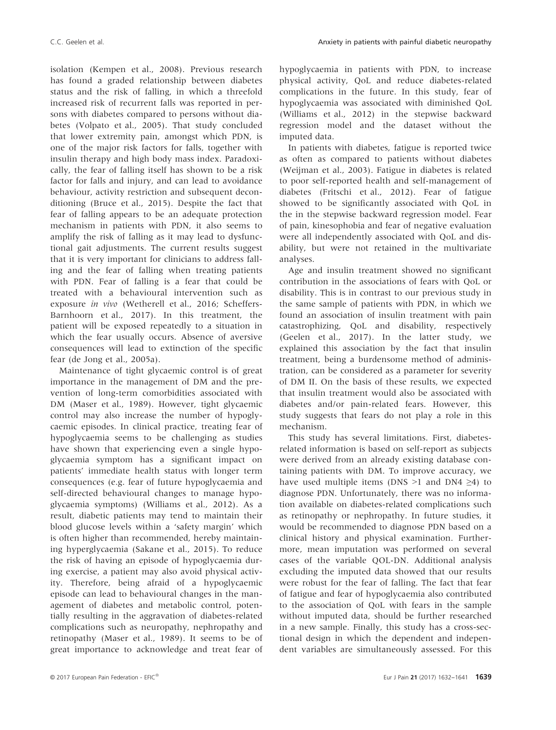isolation (Kempen et al., 2008). Previous research has found a graded relationship between diabetes status and the risk of falling, in which a threefold increased risk of recurrent falls was reported in persons with diabetes compared to persons without diabetes (Volpato et al., 2005). That study concluded that lower extremity pain, amongst which PDN, is one of the major risk factors for falls, together with insulin therapy and high body mass index. Paradoxically, the fear of falling itself has shown to be a risk factor for falls and injury, and can lead to avoidance behaviour, activity restriction and subsequent deconditioning (Bruce et al., 2015). Despite the fact that fear of falling appears to be an adequate protection mechanism in patients with PDN, it also seems to amplify the risk of falling as it may lead to dysfunctional gait adjustments. The current results suggest that it is very important for clinicians to address falling and the fear of falling when treating patients with PDN. Fear of falling is a fear that could be treated with a behavioural intervention such as exposure *in vivo* (Wetherell et al., 2016; Scheffers-Barnhoorn et al., 2017). In this treatment, the patient will be exposed repeatedly to a situation in which the fear usually occurs. Absence of aversive consequences will lead to extinction of the specific fear (de Jong et al., 2005a).

Maintenance of tight glycaemic control is of great importance in the management of DM and the prevention of long-term comorbidities associated with DM (Maser et al., 1989). However, tight glycaemic control may also increase the number of hypoglycaemic episodes. In clinical practice, treating fear of hypoglycaemia seems to be challenging as studies have shown that experiencing even a single hypoglycaemia symptom has a significant impact on patients' immediate health status with longer term consequences (e.g. fear of future hypoglycaemia and self-directed behavioural changes to manage hypoglycaemia symptoms) (Williams et al., 2012). As a result, diabetic patients may tend to maintain their blood glucose levels within a 'safety margin' which is often higher than recommended, hereby maintaining hyperglycaemia (Sakane et al., 2015). To reduce the risk of having an episode of hypoglycaemia during exercise, a patient may also avoid physical activity. Therefore, being afraid of a hypoglycaemic episode can lead to behavioural changes in the management of diabetes and metabolic control, potentially resulting in the aggravation of diabetes-related complications such as neuropathy, nephropathy and retinopathy (Maser et al., 1989). It seems to be of great importance to acknowledge and treat fear of hypoglycaemia in patients with PDN, to increase physical activity, QoL and reduce diabetes-related complications in the future. In this study, fear of hypoglycaemia was associated with diminished QoL (Williams et al., 2012) in the stepwise backward regression model and the dataset without the imputed data.

In patients with diabetes, fatigue is reported twice as often as compared to patients without diabetes (Weijman et al., 2003). Fatigue in diabetes is related to poor self-reported health and self-management of diabetes (Fritschi et al., 2012). Fear of fatigue showed to be significantly associated with QoL in the in the stepwise backward regression model. Fear of pain, kinesophobia and fear of negative evaluation were all independently associated with QoL and disability, but were not retained in the multivariate analyses.

Age and insulin treatment showed no significant contribution in the associations of fears with QoL or disability. This is in contrast to our previous study in the same sample of patients with PDN, in which we found an association of insulin treatment with pain catastrophizing, QoL and disability, respectively (Geelen et al., 2017). In the latter study, we explained this association by the fact that insulin treatment, being a burdensome method of administration, can be considered as a parameter for severity of DM II. On the basis of these results, we expected that insulin treatment would also be associated with diabetes and/or pain-related fears. However, this study suggests that fears do not play a role in this mechanism.

This study has several limitations. First, diabetes-related information is based on self-report as subjects were derived from an already existing database containing patients with DM. To improve accuracy, we have used multiple items (DNS >1 and DN4 ≥4) to diagnose PDN. Unfortunately, there was no information available on diabetes-related complications such as retinopathy or nephropathy. In future studies, it would be recommended to diagnose PDN based on a clinical history and physical examination. Furthermore, mean imputation was performed on several cases of the variable QOL-DN. Additional analysis excluding the imputed data showed that our results were robust for the fear of falling. The fact that fear of fatigue and fear of hypoglycaemia also contributed to the association of QoL with fears in the sample without imputed data, should be further researched in a new sample. Finally, this study has a cross-sectional design in which the dependent and independent variables are simultaneously assessed. For this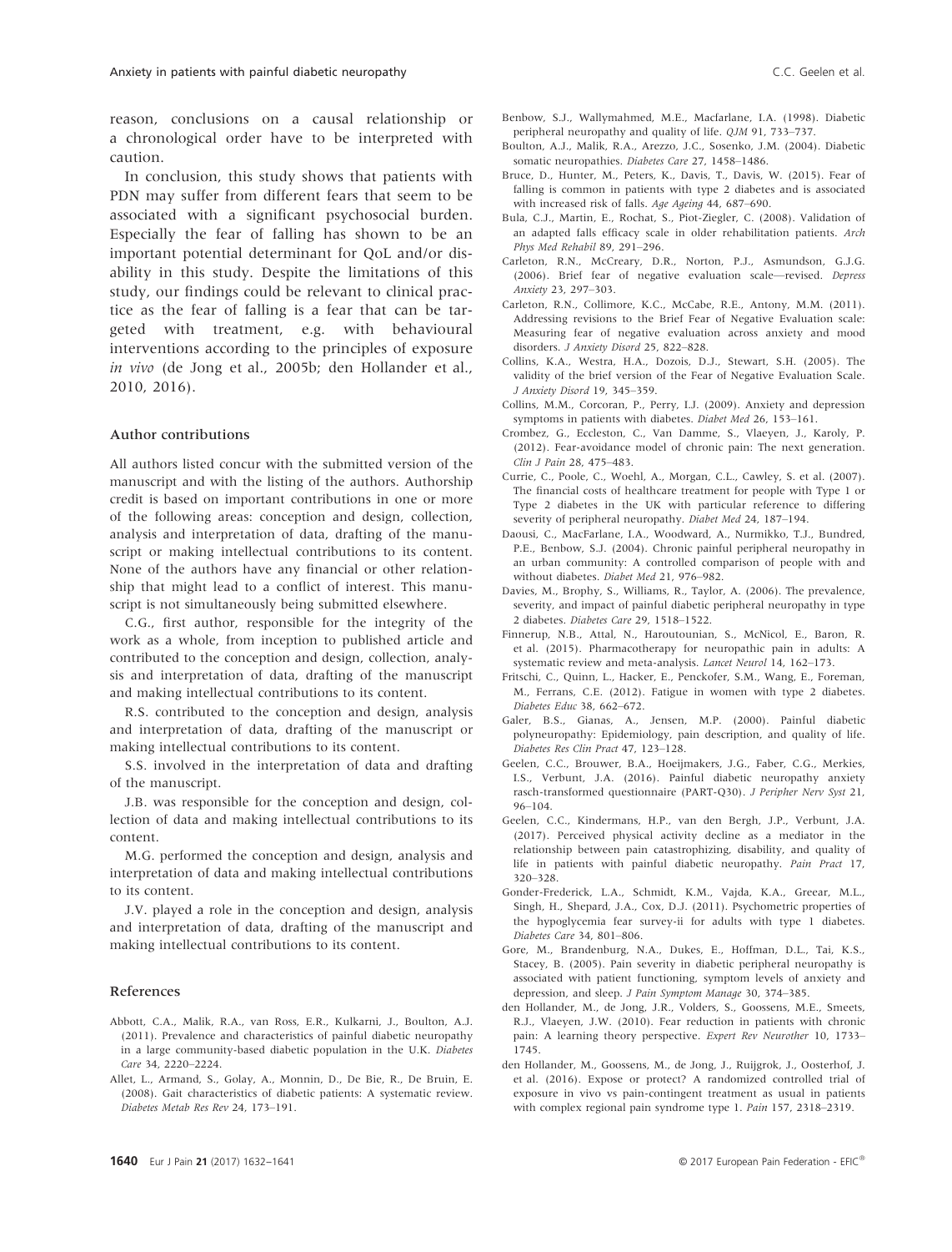reason, conclusions on a causal relationship or a chronological order have to be interpreted with caution.

In conclusion, this study shows that patients with PDN may suffer from different fears that seem to be associated with a significant psychosocial burden. Especially the fear of falling has shown to be an important potential determinant for QoL and/or disability in this study. Despite the limitations of this study, our findings could be relevant to clinical practice as the fear of falling is a fear that can be targeted with treatment, e.g. with behavioural interventions according to the principles of exposure *in vivo* (de Jong et al., 2005b; den Hollander et al., 2010, 2016).

### Author contributions

All authors listed concur with the submitted version of the manuscript and with the listing of the authors. Authorship credit is based on important contributions in one or more of the following areas: conception and design, collection, analysis and interpretation of data, drafting of the manuscript or making intellectual contributions to its content. None of the authors have any financial or other relationship that might lead to a conflict of interest. This manuscript is not simultaneously being submitted elsewhere.

C.G., first author, responsible for the integrity of the work as a whole, from inception to published article and contributed to the conception and design, collection, analysis and interpretation of data, drafting of the manuscript and making intellectual contributions to its content.

R.S. contributed to the conception and design, analysis and interpretation of data, drafting of the manuscript or making intellectual contributions to its content.

S.S. involved in the interpretation of data and drafting of the manuscript.

J.B. was responsible for the conception and design, collection of data and making intellectual contributions to its content.

M.G. performed the conception and design, analysis and interpretation of data and making intellectual contributions to its content.

J.V. played a role in the conception and design, analysis and interpretation of data, drafting of the manuscript and making intellectual contributions to its content.

### References

Abbott, C.A., Malik, R.A., van Ross, E.R., Kulkarni, J., Boulton, A.J. (2011). Prevalence and characteristics of painful diabetic neuropathy in a large community-based diabetic population in the U.K. *Diabetes Care* 34, 2220–2224.

Allet, L., Armand, S., Golay, A., Monnin, D., De Bie, R., De Bruin, E. (2008). Gait characteristics of diabetic patients: A systematic review. *Diabetes Metab Res Rev* 24, 173–191.

Benbow, S.J., Wallymahmed, M.E., Macfarlane, I.A. (1998). Diabetic peripheral neuropathy and quality of life. *QJM* 91, 733–737.

Boulton, A.J., Malik, R.A., Arezzo, J.C., Sosenko, J.M. (2004). Diabetic somatic neuropathies. *Diabetes Care* 27, 1458–1486.

Bruce, D., Hunter, M., Peters, K., Davis, T., Davis, W. (2015). Fear of falling is common in patients with type 2 diabetes and is associated with increased risk of falls. *Age Ageing* 44, 687–690.

Bula, C.J., Martin, E., Rochat, S., Piot-Ziegler, C. (2008). Validation of an adapted falls efficacy scale in older rehabilitation patients. *Arch Phys Med Rehabil* 89, 291–296.

Carleton, R.N., McCreary, D.R., Norton, P.J., Asmundson, G.J.G. (2006). Brief fear of negative evaluation scale—revised. *Depress Anxiety* 23, 297–303.

Carleton, R.N., Collimore, K.C., McCabe, R.E., Antony, M.M. (2011). Addressing revisions to the Brief Fear of Negative Evaluation scale: Measuring fear of negative evaluation across anxiety and mood disorders. *J Anxiety Disord* 25, 822–828.

Collins, K.A., Westra, H.A., Dozois, D.J., Stewart, S.H. (2005). The validity of the brief version of the Fear of Negative Evaluation Scale. *J Anxiety Disord* 19, 345–359.

Collins, M.M., Corcoran, P., Perry, I.J. (2009). Anxiety and depression symptoms in patients with diabetes. *Diabet Med* 26, 153–161.

Crombez, G., Eccleston, C., Van Damme, S., Vlaeyen, J., Karoly, P. (2012). Fear-avoidance model of chronic pain: The next generation. *Clin J Pain* 28, 475–483.

Currie, C., Poole, C., Woehl, A., Morgan, C.L., Cawley, S. et al. (2007). The financial costs of healthcare treatment for people with Type 1 or Type 2 diabetes in the UK with particular reference to differing severity of peripheral neuropathy. *Diabet Med* 24, 187–194.

Daousi, C., MacFarlane, I.A., Woodward, A., Nurmikko, T.J., Bundred, P.E., Benbow, S.J. (2004). Chronic painful peripheral neuropathy in an urban community: A controlled comparison of people with and without diabetes. *Diabet Med* 21, 976–982.

Davies, M., Brophy, S., Williams, R., Taylor, A. (2006). The prevalence, severity, and impact of painful diabetic peripheral neuropathy in type 2 diabetes. *Diabetes Care* 29, 1518–1522.

Finnerup, N.B., Attal, N., Haroutounian, S., McNicol, E., Baron, R. et al. (2015). Pharmacotherapy for neuropathic pain in adults: A systematic review and meta-analysis. *Lancet Neurol* 14, 162–173.

Fritschi, C., Quinn, L., Hacker, E., Penckofer, S.M., Wang, E., Foreman, M., Ferrans, C.E. (2012). Fatigue in women with type 2 diabetes. *Diabetes Educ* 38, 662–672.

Galer, B.S., Gianas, A., Jensen, M.P. (2000). Painful diabetic polyneuropathy: Epidemiology, pain description, and quality of life. *Diabetes Res Clin Pract* 47, 123–128.

Geelen, C.C., Brouwer, B.A., Hoeijmakers, J.G., Faber, C.G., Merkies, I.S., Verbunt, J.A. (2016). Painful diabetic neuropathy anxiety rasch-transformed questionnaire (PART-Q30). *J Peripher Nerv Syst* 21, 96–104.

Geelen, C.C., Kindermans, H.P., van den Bergh, J.P., Verbunt, J.A. (2017). Perceived physical activity decline as a mediator in the relationship between pain catastrophizing, disability, and quality of life in patients with painful diabetic neuropathy. *Pain Pract* 17, 320–328.

Gonder-Frederick, L.A., Schmidt, K.M., Vajda, K.A., Greear, M.L., Singh, H., Shepard, J.A., Cox, D.J. (2011). Psychometric properties of the hypoglycemia fear survey-ii for adults with type 1 diabetes. *Diabetes Care* 34, 801–806.

Gore, M., Brandenburg, N.A., Dukes, E., Hoffman, D.L., Tai, K.S., Stacey, B. (2005). Pain severity in diabetic peripheral neuropathy is associated with patient functioning, symptom levels of anxiety and depression, and sleep. *J Pain Symptom Manage* 30, 374–385.

den Hollander, M., de Jong, J.R., Volders, S., Goossens, M.E., Smeets, R.J., Vlaeyen, J.W. (2010). Fear reduction in patients with chronic pain: A learning theory perspective. *Expert Rev Neurother* 10, 1733–1745.

den Hollander, M., Goossens, M., de Jong, J., Ruijgrok, J., Oosterhof, J. et al. (2016). Expose or protect? A randomized controlled trial of exposure in vivo vs pain-contingent treatment as usual in patients with complex regional pain syndrome type 1. *Pain* 157, 2318–2319.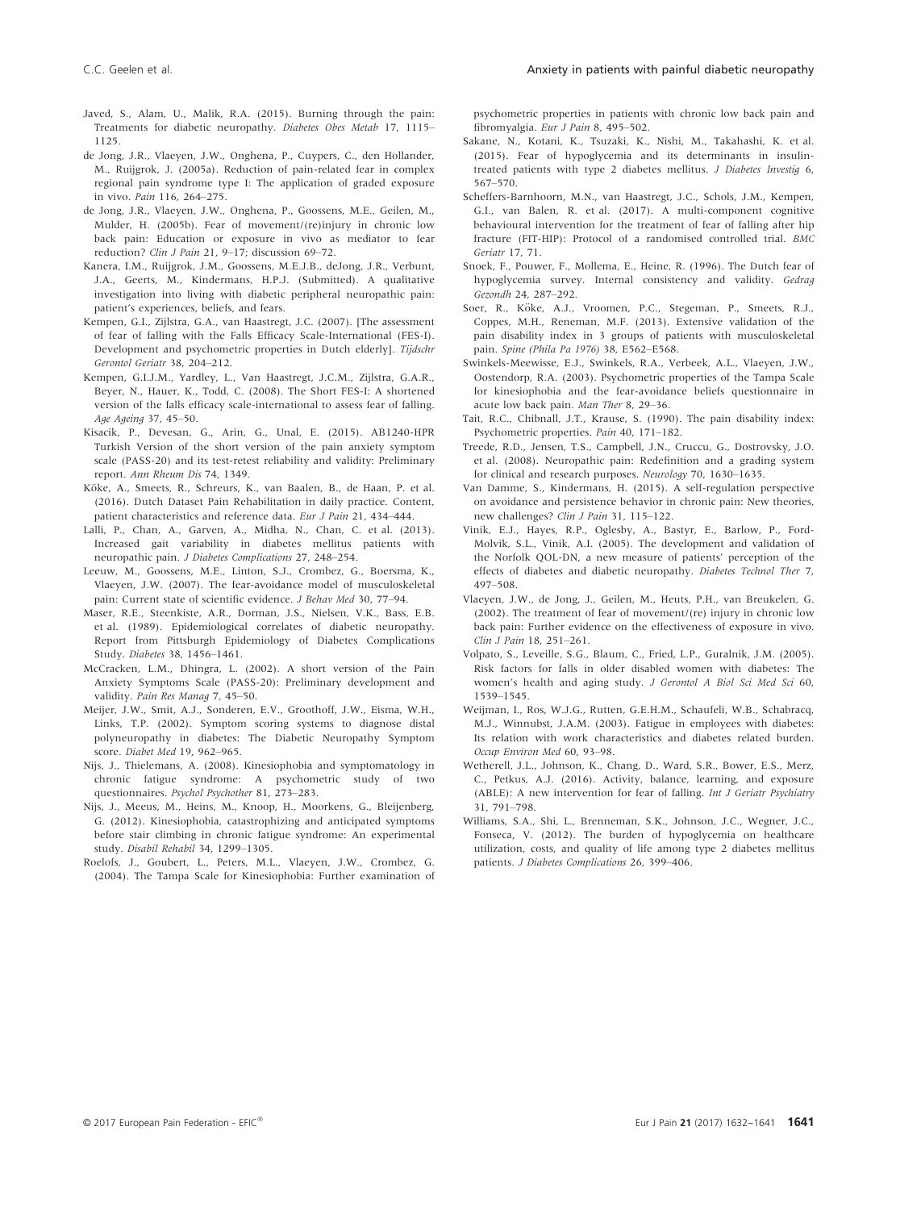Javed, S., Alam, U., Malik, R.A. (2015). Burning through the pain: Treatments for diabetic neuropathy. *Diabetes Obes Metab* 17, 1115–1125.

de Jong, J.R., Vlaeyen, J.W., Onghena, P., Cuypers, C., den Hollander, M., Ruijgrok, J. (2005a). Reduction of pain-related fear in complex regional pain syndrome type I: The application of graded exposure in vivo. *Pain* 116, 264–275.

de Jong, J.R., Vlaeyen, J.W., Onghena, P., Goossens, M.E., Geilen, M., Mulder, H. (2005b). Fear of movement/(re)injury in chronic low back pain: Education or exposure in vivo as mediator to fear reduction? *Clin J Pain* 21, 9–17; discussion 69–72.

Kanera, I.M., Ruijgrok, J.M., Goossens, M.E.J.B., deJong, J.R., Verbunt, J.A., Geerts, M., Kindermans, H.P.J. (Submitted). A qualitative investigation into living with diabetic peripheral neuropathic pain: patient's experiences, beliefs, and fears.

Kempen, G.I., Zijlstra, G.A., van Haastregt, J.C. (2007). [The assessment of fear of falling with the Falls Efficacy Scale-International (FES-I). Development and psychometric properties in Dutch elderly]. *Tijdschr Gerontol Geriatr* 38, 204–212.

Kempen, G.I.J.M., Yardley, L., Van Haastregt, J.C.M., Zijlstra, G.A.R., Beyer, N., Hauer, K., Todd, C. (2008). The Short FES-I: A shortened version of the falls efficacy scale-international to assess fear of falling. *Age Ageing* 37, 45–50.

Kisacik, P., Devesan, G., Arin, G., Unal, E. (2015). AB1240-HPR Turkish Version of the short version of the pain anxiety symptom scale (PASS-20) and its test-retest reliability and validity: Preliminary report. *Ann Rheum Dis* 74, 1349.

Köke, A., Smeets, R., Schreurs, K., van Baalen, B., de Haan, P. et al. (2016). Dutch Dataset Pain Rehabilitation in daily practice. Content, patient characteristics and reference data. *Eur J Pain* 21, 434–444.

Lalli, P., Chan, A., Garven, A., Midha, N., Chan, C. et al. (2013). Increased gait variability in diabetes mellitus patients with neuropathic pain. *J Diabetes Complications* 27, 248–254.

Leeuw, M., Goossens, M.E., Linton, S.J., Crombez, G., Boersma, K., Vlaeyen, J.W. (2007). The fear-avoidance model of musculoskeletal pain: Current state of scientific evidence. *J Behav Med* 30, 77–94.

Maser, R.E., Steenkiste, A.R., Dorman, J.S., Nielsen, V.K., Bass, E.B. et al. (1989). Epidemiological correlates of diabetic neuropathy. Report from Pittsburgh Epidemiology of Diabetes Complications Study. *Diabetes* 38, 1456–1461.

McCracken, L.M., Dhingra, L. (2002). A short version of the Pain Anxiety Symptoms Scale (PASS-20): Preliminary development and validity. *Pain Res Manag* 7, 45–50.

Meijer, J.W., Smit, A.J., Sonderen, E.V., Groothoff, J.W., Eisma, W.H., Links, T.P. (2002). Symptom scoring systems to diagnose distal polyneuropathy in diabetes: The Diabetic Neuropathy Symptom score. *Diabet Med* 19, 962–965.

Nijs, J., Thielemans, A. (2008). Kinesiophobia and symptomatology in chronic fatigue syndrome: A psychometric study of two questionnaires. *Psychol Psychother* 81, 273–283.

Nijs, J., Meeus, M., Heins, M., Knoop, H., Moorkens, G., Bleijenberg, G. (2012). Kinesiophobia, catastrophizing and anticipated symptoms before stair climbing in chronic fatigue syndrome: An experimental study. *Disabil Rehabil* 34, 1299–1305.

Roelofs, J., Goubert, L., Peters, M.L., Vlaeyen, J.W., Crombez, G. (2004). The Tampa Scale for Kinesiophobia: Further examination of psychometric properties in patients with chronic low back pain and fibromyalgia. *Eur J Pain* 8, 495–502.

Sakane, N., Kotani, K., Tsuzaki, K., Nishi, M., Takahashi, K. et al. (2015). Fear of hypoglycemia and its determinants in insulin-treated patients with type 2 diabetes mellitus. *J Diabetes Investig* 6, 567–570.

Scheffers-Barnhoorn, M.N., van Haastregt, J.C., Schols, J.M., Kempen, G.I., van Balen, R. et al. (2017). A multi-component cognitive behavioural intervention for the treatment of fear of falling after hip fracture (FIT-HIP): Protocol of a randomised controlled trial. *BMC Geriatr* 17, 71.

Snoek, F., Pouwer, F., Mollema, E., Heine, R. (1996). The Dutch fear of hypoglycemia survey. Internal consistency and validity. *Gedrag Gezondh* 24, 287–292.

Soer, R., Köke, A.J., Vroomen, P.C., Stegeman, P., Smeets, R.J., Coppes, M.H., Reneman, M.F. (2013). Extensive validation of the pain disability index in 3 groups of patients with musculoskeletal pain. *Spine (Phila Pa 1976)* 38, E562–E568.

Swinkels-Meewisse, E.J., Swinkels, R.A., Verbeek, A.L., Vlaeyen, J.W., Oostendorp, R.A. (2003). Psychometric properties of the Tampa Scale for kinesiophobia and the fear-avoidance beliefs questionnaire in acute low back pain. *Man Ther* 8, 29–36.

Tait, R.C., Chibnall, J.T., Krause, S. (1990). The pain disability index: Psychometric properties. *Pain* 40, 171–182.

Treede, R.D., Jensen, T.S., Campbell, J.N., Cruccu, G., Dostrovsky, J.O. et al. (2008). Neuropathic pain: Redefinition and a grading system for clinical and research purposes. *Neurology* 70, 1630–1635.

Van Damme, S., Kindermans, H. (2015). A self-regulation perspective on avoidance and persistence behavior in chronic pain: New theories, new challenges? *Clin J Pain* 31, 115–122.

Vinik, E.J., Hayes, R.P., Oglesby, A., Bastyr, E., Barlow, P., Ford-Molvik, S.L., Vinik, A.I. (2005). The development and validation of the Norfolk QOL-DN, a new measure of patients' perception of the effects of diabetes and diabetic neuropathy. *Diabetes Technol Ther* 7, 497–508.

Vlaeyen, J.W., de Jong, J., Geilen, M., Heuts, P.H., van Breukelen, G. (2002). The treatment of fear of movement/(re) injury in chronic low back pain: Further evidence on the effectiveness of exposure in vivo. *Clin J Pain* 18, 251–261.

Volpato, S., Leveille, S.G., Blaum, C., Fried, L.P., Guralnik, J.M. (2005). Risk factors for falls in older disabled women with diabetes: The women's health and aging study. *J Gerontol A Biol Sci Med Sci* 60, 1539–1545.

Weijman, I., Ros, W.J.G., Rutten, G.E.H.M., Schaufeli, W.B., Schabracq, M.J., Winnubst, J.A.M. (2003). Fatigue in employees with diabetes: Its relation with work characteristics and diabetes related burden. *Occup Environ Med* 60, 93–98.

Wetherell, J.L., Johnson, K., Chang, D., Ward, S.R., Bower, E.S., Merz, C., Petkus, A.J. (2016). Activity, balance, learning, and exposure (ABLE): A new intervention for fear of falling. *Int J Geriatr Psychiatry* 31, 791–798.

Williams, S.A., Shi, L., Brenneman, S.K., Johnson, J.C., Wegner, J.C., Fonseca, V. (2012). The burden of hypoglycemia on healthcare utilization, costs, and quality of life among type 2 diabetes mellitus patients. *J Diabetes Complications* 26, 399–406.